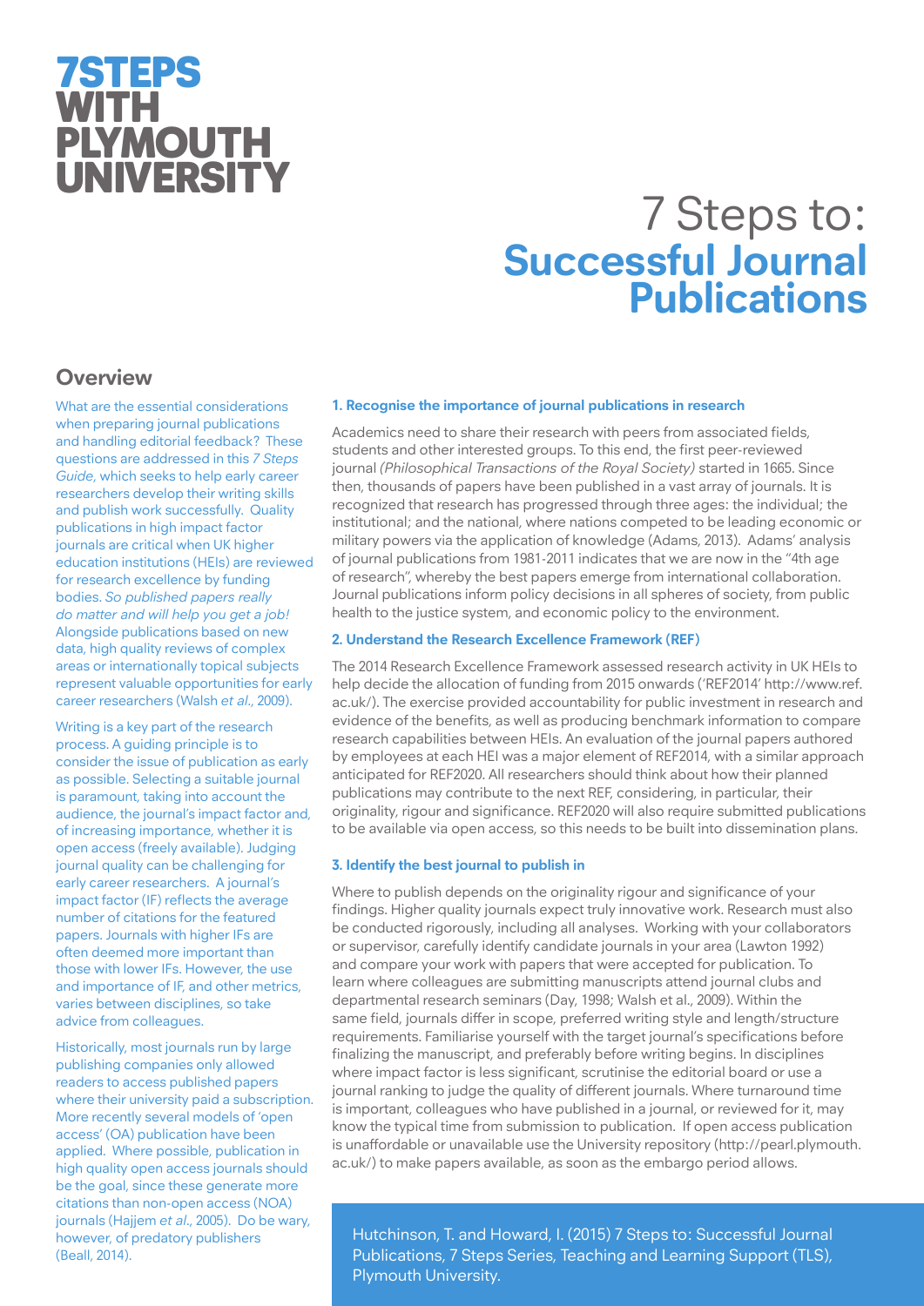# 7STEPS WITH PLYMOUTH UNIVERSITY

# 7 Steps to: **Successful Journal Publications**

## Overview

What are the essential considerations when preparing journal publications and handling editorial feedback? These questions are addressed in this *7 Steps Guide*, which seeks to help early career researchers develop their writing skills and publish work successfully. Quality publications in high impact factor journals are critical when UK higher education institutions (HEIs) are reviewed for research excellence by funding bodies. *So published papers really do matter and will help you get a job!* Alongside publications based on new data, high quality reviews of complex areas or internationally topical subjects represent valuable opportunities for early career researchers (Walsh *et al.*, 2009).

Writing is a key part of the research process. A guiding principle is to consider the issue of publication as early as possible. Selecting a suitable journal is paramount, taking into account the audience, the journal's impact factor and, of increasing importance, whether it is open access (freely available). Judging journal quality can be challenging for early career researchers. A journal's impact factor (IF) reflects the average number of citations for the featured papers. Journals with higher IFs are often deemed more important than those with lower IFs. However, the use and importance of IF, and other metrics, varies between disciplines, so take advice from colleagues.

Historically, most journals run by large publishing companies only allowed readers to access published papers where their university paid a subscription. More recently several models of 'open access' (OA) publication have been applied. Where possible, publication in high quality open access journals should be the goal, since these generate more citations than non-open access (NOA) journals (Hajjem *et al.*, 2005). Do be wary, however, of predatory publishers (Beall, 2014).

### 1. Recognise the importance of journal publications in research

Academics need to share their research with peers from associated fields, students and other interested groups. To this end, the first peer-reviewed journal *(Philosophical Transactions of the Royal Society)* started in 1665. Since then, thousands of papers have been published in a vast array of journals. It is recognized that research has progressed through three ages: the individual; the institutional; and the national, where nations competed to be leading economic or military powers via the application of knowledge (Adams, 2013). Adams' analysis of journal publications from 1981-2011 indicates that we are now in the "4th age of research", whereby the best papers emerge from international collaboration. Journal publications inform policy decisions in all spheres of society, from public health to the justice system, and economic policy to the environment.

### 2. Understand the Research Excellence Framework (REF)

The 2014 Research Excellence Framework assessed research activity in UK HEIs to help decide the allocation of funding from 2015 onwards ('REF2014' http://www.ref.ac.uk/). The exercise provided accountability for public investment in research and evidence of the benefits, as well as producing benchmark information to compare research capabilities between HEIs. An evaluation of the journal papers authored by employees at each HEI was a major element of REF2014, with a similar approach anticipated for REF2020. All researchers should think about how their planned publications may contribute to the next REF, considering, in particular, their originality, rigour and significance. REF2020 will also require submitted publications to be available via open access, so this needs to be built into dissemination plans.

### 3. Identify the best journal to publish in

Where to publish depends on the originality rigour and significance of your findings. Higher quality journals expect truly innovative work. Research must also be conducted rigorously, including all analyses. Working with your collaborators or supervisor, carefully identify candidate journals in your area (Lawton 1992) and compare your work with papers that were accepted for publication. To learn where colleagues are submitting manuscripts attend journal clubs and departmental research seminars (Day, 1998; Walsh et al., 2009). Within the same field, journals differ in scope, preferred writing style and length/structure requirements. Familiarise yourself with the target journal's specifications before finalizing the manuscript, and preferably before writing begins. In disciplines where impact factor is less significant, scrutinise the editorial board or use a journal ranking to judge the quality of different journals. Where turnaround time is important, colleagues who have published in a journal, or reviewed for it, may know the typical time from submission to publication. If open access publication is unaffordable or unavailable use the University repository (http://pearl.plymouth.ac.uk/) to make papers available, as soon as the embargo period allows.

Hutchinson, T. and Howard, I. (2015) 7 Steps to: Successful Journal Publications, 7 Steps Series, Teaching and Learning Support (TLS), Plymouth University.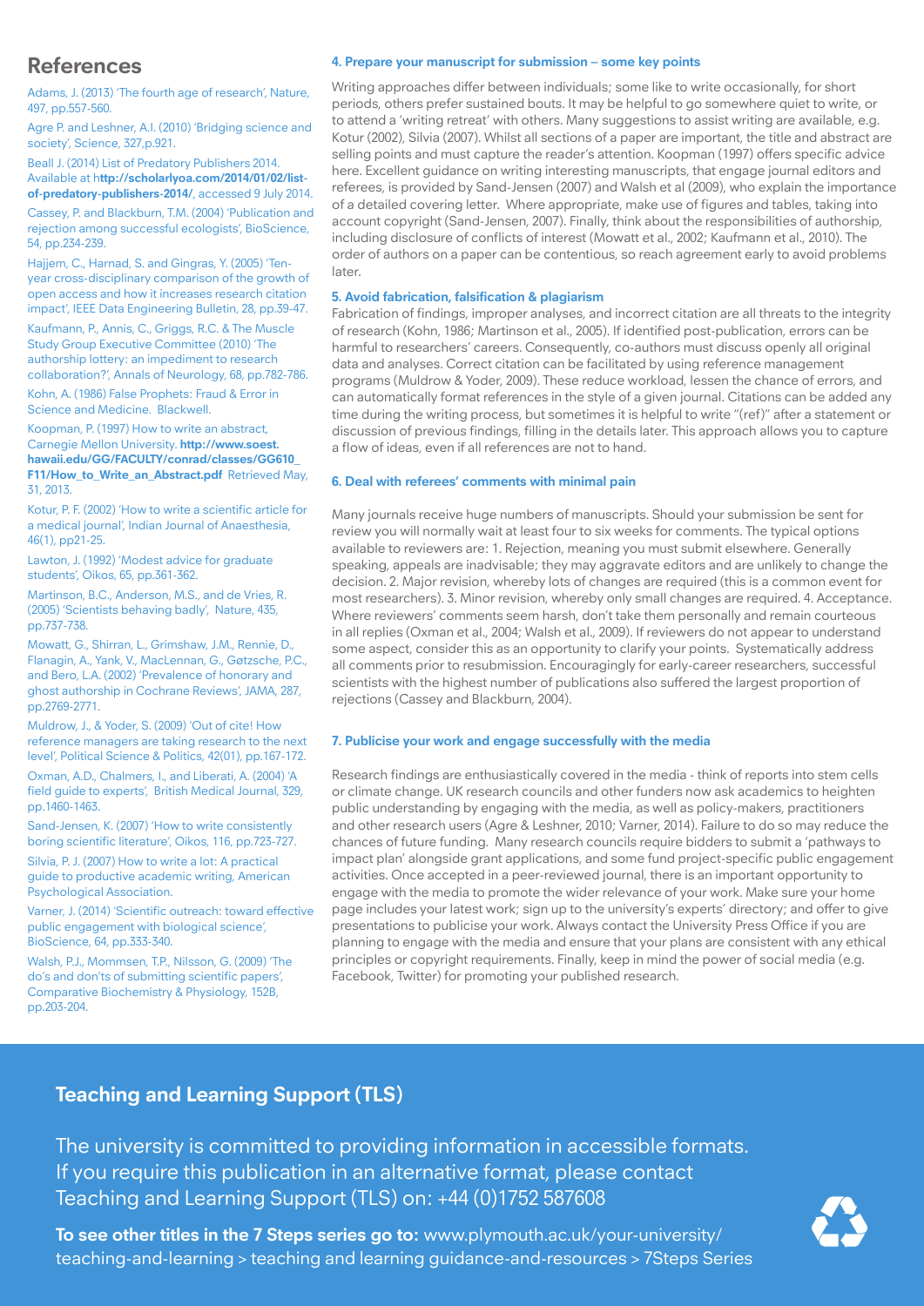## References

Adams, J. (2013) 'The fourth age of research', Nature, 497, pp.557-560.

Agre P. and Leshner, A.I. (2010) 'Bridging science and society', Science, 327,p.921.

Beall J. (2014) List of Predatory Publishers 2014. Available at **http://scholarlyoa.com/2014/01/02/list-of-predatory-publishers-2014/**, accessed 9 July 2014.

Cassey, P. and Blackburn, T.M. (2004) 'Publication and rejection among successful ecologists', BioScience, 54, pp.234-239.

Hajjem, C., Harnad, S. and Gingras, Y. (2005) 'Ten-year cross-disciplinary comparison of the growth of open access and how it increases research citation impact', IEEE Data Engineering Bulletin, 28, pp.39-47.

Kaufmann, P., Annis, C., Griggs, R.C. & The Muscle Study Group Executive Committee (2010) 'The authorship lottery: an impediment to research collaboration?', Annals of Neurology, 68, pp.782-786.

Kohn, A. (1986) False Prophets: Fraud & Error in Science and Medicine. Blackwell.

Koopman, P. (1997) How to write an abstract, Carnegie Mellon University. **http://www.soest.hawaii.edu/GG/FACULTY/conrad/classes/GG610_F11/How_to_Write_an_Abstract.pdf** Retrieved May, 31, 2013.

Kotur, P. F. (2002) 'How to write a scientific article for a medical journal', Indian Journal of Anaesthesia, 46(1), pp21-25.

Lawton, J. (1992) 'Modest advice for graduate students', Oikos, 65, pp.361-362.

Martinson, B.C., Anderson, M.S., and de Vries, R. (2005) 'Scientists behaving badly', Nature, 435, pp.737-738.

Mowatt, G., Shirran, L., Grimshaw, J.M., Rennie, D., Flanagin, A., Yank, V., MacLennan, G., Gøtzsche, P.C., and Bero, L.A. (2002) 'Prevalence of honorary and ghost authorship in Cochrane Reviews', JAMA, 287, pp.2769-2771.

Muldrow, J., & Yoder, S. (2009) 'Out of cite! How reference managers are taking research to the next level', Political Science & Politics, 42(01), pp.167-172.

Oxman, A.D., Chalmers, I., and Liberati, A. (2004) 'A field guide to experts', British Medical Journal, 329, pp.1460-1463.

Sand-Jensen, K. (2007) 'How to write consistently boring scientific literature', Oikos, 116, pp.723-727.

Silvia, P. J. (2007) How to write a lot: A practical guide to productive academic writing, American Psychological Association.

Varner, J. (2014) 'Scientific outreach: toward effective public engagement with biological science', BioScience, 64, pp.333-340.

Walsh, P.J., Mommsen, T.P., Nilsson, G. (2009) 'The do's and don'ts of submitting scientific papers', Comparative Biochemistry & Physiology, 152B, pp.203-204.

### 4. Prepare your manuscript for submission – some key points

Writing approaches differ between individuals; some like to write occasionally, for short periods, others prefer sustained bouts. It may be helpful to go somewhere quiet to write, or to attend a 'writing retreat' with others. Many suggestions to assist writing are available, e.g. Kotur (2002), Silvia (2007). Whilst all sections of a paper are important, the title and abstract are selling points and must capture the reader's attention. Koopman (1997) offers specific advice here. Excellent guidance on writing interesting manuscripts, that engage journal editors and referees, is provided by Sand-Jensen (2007) and Walsh et al (2009), who explain the importance of a detailed covering letter. Where appropriate, make use of figures and tables, taking into account copyright (Sand-Jensen, 2007). Finally, think about the responsibilities of authorship, including disclosure of conflicts of interest (Mowatt et al., 2002; Kaufmann et al., 2010). The order of authors on a paper can be contentious, so reach agreement early to avoid problems later.

### 5. Avoid fabrication, falsification & plagiarism

Fabrication of findings, improper analyses, and incorrect citation are all threats to the integrity of research (Kohn, 1986; Martinson et al., 2005). If identified post-publication, errors can be harmful to researchers' careers. Consequently, co-authors must discuss openly all original data and analyses. Correct citation can be facilitated by using reference management programs (Muldrow & Yoder, 2009). These reduce workload, lessen the chance of errors, and can automatically format references in the style of a given journal. Citations can be added any time during the writing process, but sometimes it is helpful to write "(ref)" after a statement or discussion of previous findings, filling in the details later. This approach allows you to capture a flow of ideas, even if all references are not to hand.

### 6. Deal with referees' comments with minimal pain

Many journals receive huge numbers of manuscripts. Should your submission be sent for review you will normally wait at least four to six weeks for comments. The typical options available to reviewers are: 1. Rejection, meaning you must submit elsewhere. Generally speaking, appeals are inadvisable; they may aggravate editors and are unlikely to change the decision. 2. Major revision, whereby lots of changes are required (this is a common event for most researchers). 3. Minor revision, whereby only small changes are required. 4. Acceptance. Where reviewers' comments seem harsh, don't take them personally and remain courteous in all replies (Oxman et al., 2004; Walsh et al., 2009). If reviewers do not appear to understand some aspect, consider this as an opportunity to clarify your points. Systematically address all comments prior to resubmission. Encouragingly for early-career researchers, successful scientists with the highest number of publications also suffered the largest proportion of rejections (Cassey and Blackburn, 2004).

### 7. Publicise your work and engage successfully with the media

Research findings are enthusiastically covered in the media - think of reports into stem cells or climate change. UK research councils and other funders now ask academics to heighten public understanding by engaging with the media, as well as policy-makers, practitioners and other research users (Agre & Leshner, 2010; Varner, 2014). Failure to do so may reduce the chances of future funding. Many research councils require bidders to submit a 'pathways to impact plan' alongside grant applications, and some fund project-specific public engagement activities. Once accepted in a peer-reviewed journal, there is an important opportunity to engage with the media to promote the wider relevance of your work. Make sure your home page includes your latest work; sign up to the university's experts' directory; and offer to give presentations to publicise your work. Always contact the University Press Office if you are planning to engage with the media and ensure that your plans are consistent with any ethical principles or copyright requirements. Finally, keep in mind the power of social media (e.g. Facebook, Twitter) for promoting your published research.

## Teaching and Learning Support (TLS)

The university is committed to providing information in accessible formats. If you require this publication in an alternative format, please contact Teaching and Learning Support (TLS) on: +44 (0)1752 587608

**To see other titles in the 7 Steps series go to:** www.plymouth.ac.uk/your-university/teaching-and-learning > teaching and learning guidance-and-resources > 7Steps Series